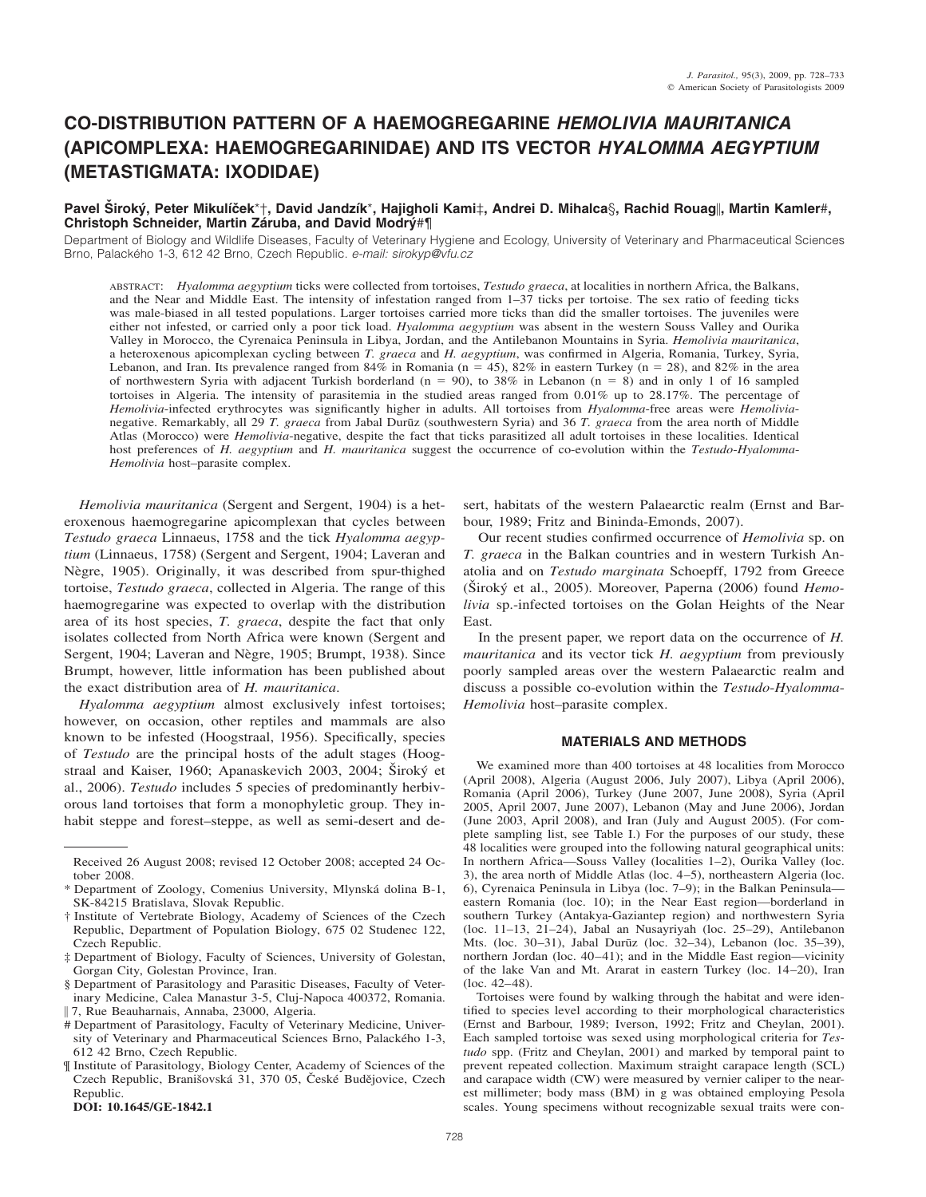# CO-DISTRIBUTION PATTERN OF A HAEMOGREGARINE *HEMOLIVIA MAURITANICA* (APICOMPLEXA: HAEMOGREGARINIDAE) AND ITS VECTOR *HYALOMMA AEGYPTIUM* (METASTIGMATA: IXODIDAE)

**Pavel Široký, Peter Mikulíček\*†, David Jandzík\*, Hajigholi Kami‡, Andrei D. Mihalca§, Rachid Rouag‖, Martin Kamler#, Christoph Schneider, Martin Záruba, and David Modrý#¶**

Department of Biology and Wildlife Diseases, Faculty of Veterinary Hygiene and Ecology, University of Veterinary and Pharmaceutical Sciences Brno, Palackého 1-3, 612 42 Brno, Czech Republic. *e-mail: sirokyp@vfu.cz*

ABSTRACT: *Hyalomma aegyptium* ticks were collected from tortoises, *Testudo graeca*, at localities in northern Africa, the Balkans, and the Near and Middle East. The intensity of infestation ranged from 1–37 ticks per tortoise. The sex ratio of feeding ticks was male-biased in all tested populations. Larger tortoises carried more ticks than did the smaller tortoises. The juveniles were either not infested, or carried only a poor tick load. *Hyalomma aegyptium* was absent in the western Souss Valley and Ourika Valley in Morocco, the Cyrenaica Peninsula in Libya, Jordan, and the Antilebanon Mountains in Syria. *Hemolivia mauritanica*, a heteroxenous apicomplexan cycling between *T. graeca* and *H. aegyptium*, was confirmed in Algeria, Romania, Turkey, Syria, Lebanon, and Iran. Its prevalence ranged from 84% in Romania (n = 45), 82% in eastern Turkey (n = 28), and 82% in the area of northwestern Syria with adjacent Turkish borderland (n = 90), to 38% in Lebanon (n = 8) and in only 1 of 16 sampled tortoises in Algeria. The intensity of parasitemia in the studied areas ranged from 0.01% up to 28.17%. The percentage of *Hemolivia*-infected erythrocytes was significantly higher in adults. All tortoises from *Hyalomma*-free areas were *Hemolivia*-negative. Remarkably, all 29 *T. graeca* from Jabal Durūz (southwestern Syria) and 36 *T. graeca* from the area north of Middle Atlas (Morocco) were *Hemolivia*-negative, despite the fact that ticks parasitized all adult tortoises in these localities. Identical host preferences of *H. aegyptium* and *H. mauritanica* suggest the occurrence of co-evolution within the *Testudo-Hyalomma-Hemolivia* host–parasite complex.

*Hemolivia mauritanica* (Sergent and Sergent, 1904) is a heteroxenous haemogregarine apicomplexan that cycles between *Testudo graeca* Linnaeus, 1758 and the tick *Hyalomma aegyptium* (Linnaeus, 1758) (Sergent and Sergent, 1904; Laveran and Nègre, 1905). Originally, it was described from spur-thighed tortoise, *Testudo graeca*, collected in Algeria. The range of this haemogregarine was expected to overlap with the distribution area of its host species, *T. graeca*, despite the fact that only isolates collected from North Africa were known (Sergent and Sergent, 1904; Laveran and Nègre, 1905; Brumpt, 1938). Since Brumpt, however, little information has been published about the exact distribution area of *H. mauritanica*.

*Hyalomma aegyptium* almost exclusively infest tortoises; however, on occasion, other reptiles and mammals are also known to be infested (Hoogstraal, 1956). Specifically, species of *Testudo* are the principal hosts of the adult stages (Hoogstraal and Kaiser, 1960; Apanaskevich 2003, 2004; Široký et al., 2006). *Testudo* includes 5 species of predominantly herbivorous land tortoises that form a monophyletic group. They inhabit steppe and forest–steppe, as well as semi-desert and desert, habitats of the western Palaearctic realm (Ernst and Barbour, 1989; Fritz and Bininda-Emonds, 2007).

Our recent studies confirmed occurrence of *Hemolivia* sp. on *T. graeca* in the Balkan countries and in western Turkish Anatolia and on *Testudo marginata* Schoepff, 1792 from Greece (Široký et al., 2005). Moreover, Paperna (2006) found *Hemolivia* sp.-infected tortoises on the Golan Heights of the Near East.

In the present paper, we report data on the occurrence of *H. mauritanica* and its vector tick *H. aegyptium* from previously poorly sampled areas over the western Palaearctic realm and discuss a possible co-evolution within the *Testudo-Hyalomma-Hemolivia* host–parasite complex.

## MATERIALS AND METHODS

We examined more than 400 tortoises at 48 localities from Morocco (April 2008), Algeria (August 2006, July 2007), Libya (April 2006), Romania (April 2006), Turkey (June 2007, June 2008), Syria (April 2005, April 2007, June 2007), Lebanon (May and June 2006), Jordan (June 2003, April 2008), and Iran (July and August 2005). (For complete sampling list, see Table I.) For the purposes of our study, these 48 localities were grouped into the following natural geographical units: In northern Africa—Souss Valley (localities 1–2), Ourika Valley (loc. 3), the area north of Middle Atlas (loc. 4–5), northeastern Algeria (loc. 6), Cyrenaica Peninsula in Libya (loc. 7–9); in the Balkan Peninsula—eastern Romania (loc. 10); in the Near East region—borderland in southern Turkey (Antakya-Gaziantep region) and northwestern Syria (loc. 11–13, 21–24), Jabal an Nusayriyah (loc. 25–29), Antilebanon Mts. (loc. 30–31), Jabal Durūz (loc. 32–34), Lebanon (loc. 35–39), northern Jordan (loc. 40–41); and in the Middle East region—vicinity of the lake Van and Mt. Ararat in eastern Turkey (loc. 14–20), Iran (loc. 42–48).

Tortoises were found by walking through the habitat and were identified to species level according to their morphological characteristics (Ernst and Barbour, 1989; Iverson, 1992; Fritz and Cheylan, 2001). Each sampled tortoise was sexed using morphological criteria for *Testudo* spp. (Fritz and Cheylan, 2001) and marked by temporal paint to prevent repeated collection. Maximum straight carapace length (SCL) and carapace width (CW) were measured by vernier caliper to the nearest millimeter; body mass (BM) in g was obtained employing Pesola scales. Young specimens without recognizable sexual traits were con-

---

Received 26 August 2008; revised 12 October 2008; accepted 24 October 2008.

\* Department of Zoology, Comenius University, Mlynská dolina B-1, SK-84215 Bratislava, Slovak Republic.

† Institute of Vertebrate Biology, Academy of Sciences of the Czech Republic, Department of Population Biology, 675 02 Studenec 122, Czech Republic.

‡ Department of Biology, Faculty of Sciences, University of Golestan, Gorgan City, Golestan Province, Iran.

§ Department of Parasitology and Parasitic Diseases, Faculty of Veterinary Medicine, Calea Manastur 3-5, Cluj-Napoca 400372, Romania.

‖ 7, Rue Beauharnais, Annaba, 23000, Algeria.

\# Department of Parasitology, Faculty of Veterinary Medicine, University of Veterinary and Pharmaceutical Sciences Brno, Palackého 1-3, 612 42 Brno, Czech Republic.

¶ Institute of Parasitology, Biology Center, Academy of Sciences of the Czech Republic, Branišovská 31, 370 05, České Budějovice, Czech Republic.

**DOI: 10.1645/GE-1842.1**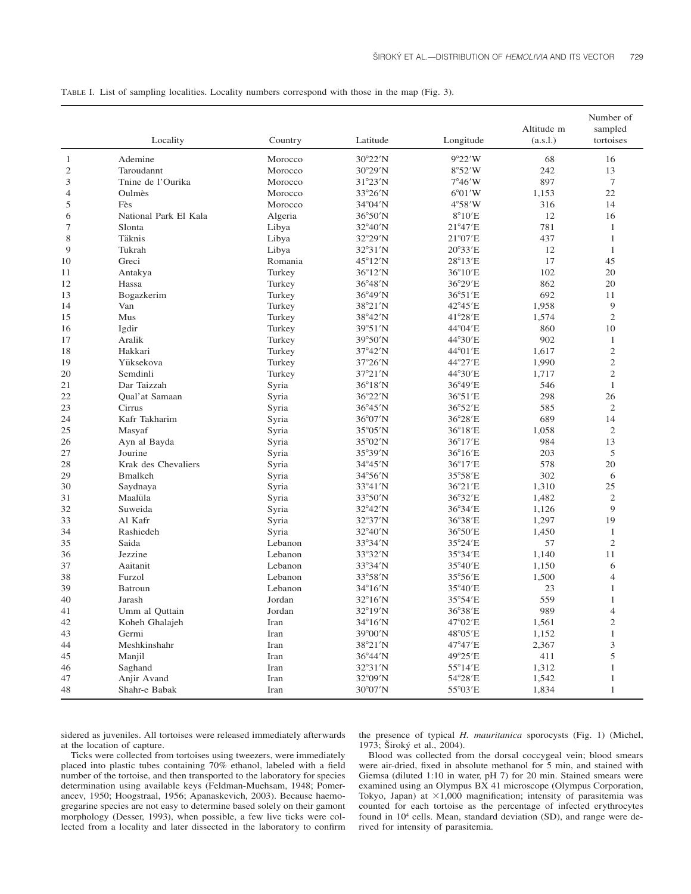TABLE I. List of sampling localities. Locality numbers correspond with those in the map (Fig. 3).

| | Locality | Country | Latitude | Longitude | Altitude m (a.s.l.) | Number of sampled tortoises |
|---|---|---|---|---|---|---|
| 1 | Ademine | Morocco | 30°22′N | 9°22′W | 68 | 16 |
| 2 | Taroudannt | Morocco | 30°29′N | 8°52′W | 242 | 13 |
| 3 | Tnine de l'Ourika | Morocco | 31°23′N | 7°46′W | 897 | 7 |
| 4 | Oulmès | Morocco | 33°26′N | 6°01′W | 1,153 | 22 |
| 5 | Fès | Morocco | 34°04′N | 4°58′W | 316 | 14 |
| 6 | National Park El Kala | Algeria | 36°50′N | 8°10′E | 12 | 16 |
| 7 | Slonta | Libya | 32°40′N | 21°47′E | 781 | 1 |
| 8 | Täknis | Libya | 32°29′N | 21°07′E | 437 | 1 |
| 9 | Tukrah | Libya | 32°31′N | 20°33′E | 12 | 1 |
| 10 | Greci | Romania | 45°12′N | 28°13′E | 17 | 45 |
| 11 | Antakya | Turkey | 36°12′N | 36°10′E | 102 | 20 |
| 12 | Hassa | Turkey | 36°48′N | 36°29′E | 862 | 20 |
| 13 | Bogazkerim | Turkey | 36°49′N | 36°51′E | 692 | 11 |
| 14 | Van | Turkey | 38°21′N | 42°45′E | 1,958 | 9 |
| 15 | Mus | Turkey | 38°42′N | 41°28′E | 1,574 | 2 |
| 16 | Igdir | Turkey | 39°51′N | 44°04′E | 860 | 10 |
| 17 | Aralik | Turkey | 39°50′N | 44°30′E | 902 | 1 |
| 18 | Hakkari | Turkey | 37°42′N | 44°01′E | 1,617 | 2 |
| 19 | Yüksekova | Turkey | 37°26′N | 44°27′E | 1,990 | 2 |
| 20 | Semdinli | Turkey | 37°21′N | 44°30′E | 1,717 | 2 |
| 21 | Dar Taizzah | Syria | 36°18′N | 36°49′E | 546 | 1 |
| 22 | Qual'at Samaan | Syria | 36°22′N | 36°51′E | 298 | 26 |
| 23 | Cirrus | Syria | 36°45′N | 36°52′E | 585 | 2 |
| 24 | Kafr Takharim | Syria | 36°07′N | 36°28′E | 689 | 14 |
| 25 | Masyaf | Syria | 35°05′N | 36°18′E | 1,058 | 2 |
| 26 | Ayn al Bayda | Syria | 35°02′N | 36°17′E | 984 | 13 |
| 27 | Jourine | Syria | 35°39′N | 36°16′E | 203 | 5 |
| 28 | Krak des Chevaliers | Syria | 34°45′N | 36°17′E | 578 | 20 |
| 29 | Bmalkeh | Syria | 34°56′N | 35°58′E | 302 | 6 |
| 30 | Saydnaya | Syria | 33°41′N | 36°21′E | 1,310 | 25 |
| 31 | Maalüla | Syria | 33°50′N | 36°32′E | 1,482 | 2 |
| 32 | Suweida | Syria | 32°42′N | 36°34′E | 1,126 | 9 |
| 33 | Al Kafr | Syria | 32°37′N | 36°38′E | 1,297 | 19 |
| 34 | Rashiedeh | Syria | 32°40′N | 36°50′E | 1,450 | 1 |
| 35 | Saida | Lebanon | 33°34′N | 35°24′E | 57 | 2 |
| 36 | Jezzine | Lebanon | 33°32′N | 35°34′E | 1,140 | 11 |
| 37 | Aaitanit | Lebanon | 33°34′N | 35°40′E | 1,150 | 6 |
| 38 | Furzol | Lebanon | 33°58′N | 35°56′E | 1,500 | 4 |
| 39 | Batroun | Lebanon | 34°16′N | 35°40′E | 23 | 1 |
| 40 | Jarash | Jordan | 32°16′N | 35°54′E | 559 | 1 |
| 41 | Umm al Quttain | Jordan | 32°19′N | 36°38′E | 989 | 4 |
| 42 | Koheh Ghalajeh | Iran | 34°16′N | 47°02′E | 1,561 | 2 |
| 43 | Germi | Iran | 39°00′N | 48°05′E | 1,152 | 1 |
| 44 | Meshkinshahr | Iran | 38°21′N | 47°47′E | 2,367 | 3 |
| 45 | Manjil | Iran | 36°44′N | 49°25′E | 411 | 5 |
| 46 | Saghand | Iran | 32°31′N | 55°14′E | 1,312 | 1 |
| 47 | Anjir Avand | Iran | 32°09′N | 54°28′E | 1,542 | 1 |
| 48 | Shahr-e Babak | Iran | 30°07′N | 55°03′E | 1,834 | 1 |

sidered as juveniles. All tortoises were released immediately afterwards at the location of capture.

Ticks were collected from tortoises using tweezers, were immediately placed into plastic tubes containing 70% ethanol, labeled with a field number of the tortoise, and then transported to the laboratory for species determination using available keys (Feldman-Muehsam, 1948; Pomerancev, 1950; Hoogstraal, 1956; Apanaskevich, 2003). Because haemogregarine species are not easy to determine based solely on their gamont morphology (Desser, 1993), when possible, a few live ticks were collected from a locality and later dissected in the laboratory to confirm the presence of typical *H. mauritanica* sporocysts (Fig. 1) (Michel, 1973; Široký et al., 2004).

Blood was collected from the dorsal coccygeal vein; blood smears were air-dried, fixed in absolute methanol for 5 min, and stained with Giemsa (diluted 1:10 in water, pH 7) for 20 min. Stained smears were examined using an Olympus BX 41 microscope (Olympus Corporation, Tokyo, Japan) at ×1,000 magnification; intensity of parasitemia was counted for each tortoise as the percentage of infected erythrocytes found in $10^4$ cells. Mean, standard deviation (SD), and range were derived for intensity of parasitemia.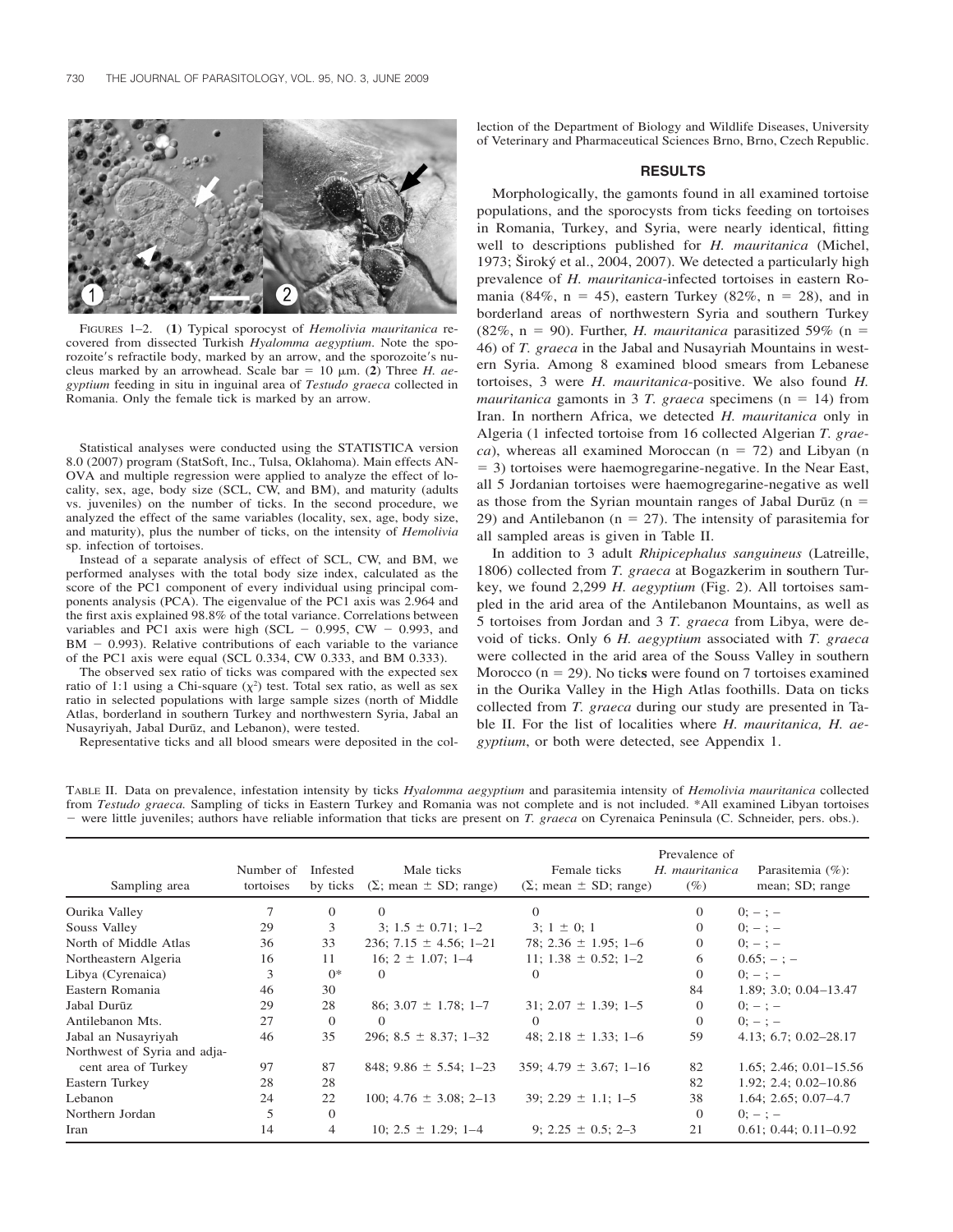FIGURES 1–2. (**1**) Typical sporocyst of *Hemolivia mauritanica* recovered from dissected Turkish *Hyalomma aegyptium*. Note the sporozoite's refractile body, marked by an arrow, and the sporozoite's nucleus marked by an arrowhead. Scale bar = 10 μm. (**2**) Three *H. aegyptium* feeding in situ in inguinal area of *Testudo graeca* collected in Romania. Only the female tick is marked by an arrow.

Statistical analyses were conducted using the STATISTICA version 8.0 (2007) program (StatSoft, Inc., Tulsa, Oklahoma). Main effects ANOVA and multiple regression were applied to analyze the effect of locality, sex, age, body size (SCL, CW, and BM), and maturity (adults vs. juveniles) on the number of ticks. In the second procedure, we analyzed the effect of the same variables (locality, sex, age, body size, and maturity), plus the number of ticks, on the intensity of *Hemolivia* sp. infection of tortoises.

Instead of a separate analysis of effect of SCL, CW, and BM, we performed analyses with the total body size index, calculated as the score of the PC1 component of every individual using principal components analysis (PCA). The eigenvalue of the PC1 axis was 2.964 and the first axis explained 98.8% of the total variance. Correlations between variables and PC1 axis were high (SCL − 0.995, CW − 0.993, and BM − 0.993). Relative contributions of each variable to the variance of the PC1 axis were equal (SCL 0.334, CW 0.333, and BM 0.333).

The observed sex ratio of ticks was compared with the expected sex ratio of 1:1 using a Chi-square ($\chi^2$) test. Total sex ratio, as well as sex ratio in selected populations with large sample sizes (north of Middle Atlas, borderland in southern Turkey and northwestern Syria, Jabal an Nusayriyah, Jabal Durūz, and Lebanon), were tested.

Representative ticks and all blood smears were deposited in the collection of the Department of Biology and Wildlife Diseases, University of Veterinary and Pharmaceutical Sciences Brno, Brno, Czech Republic.

## RESULTS

Morphologically, the gamonts found in all examined tortoise populations, and the sporocysts from ticks feeding on tortoises in Romania, Turkey, and Syria, were nearly identical, fitting well to descriptions published for *H. mauritanica* (Michel, 1973; Široký et al., 2004, 2007). We detected a particularly high prevalence of *H. mauritanica*-infected tortoises in eastern Romania (84%, n = 45), eastern Turkey (82%, n = 28), and in borderland areas of northwestern Syria and southern Turkey (82%, n = 90). Further, *H. mauritanica* parasitized 59% (n = 46) of *T. graeca* in the Jabal and Nusayriah Mountains in western Syria. Among 8 examined blood smears from Lebanese tortoises, 3 were *H. mauritanica*-positive. We also found *H. mauritanica* gamonts in 3 *T. graeca* specimens (n = 14) from Iran. In northern Africa, we detected *H. mauritanica* only in Algeria (1 infected tortoise from 16 collected Algerian *T. graeca*), whereas all examined Moroccan (n = 72) and Libyan (n = 3) tortoises were haemogregarine-negative. In the Near East, all 5 Jordanian tortoises were haemogregarine-negative as well as those from the Syrian mountain ranges of Jabal Durūz (n = 29) and Antilebanon (n = 27). The intensity of parasitemia for all sampled areas is given in Table II.

In addition to 3 adult *Rhipicephalus sanguineus* (Latreille, 1806) collected from *T. graeca* at Bogazkerim in southern Turkey, we found 2,299 *H. aegyptium* (Fig. 2). All tortoises sampled in the arid area of the Antilebanon Mountains, as well as 5 tortoises from Jordan and 3 *T. graeca* from Libya, were devoid of ticks. Only 6 *H. aegyptium* associated with *T. graeca* were collected in the arid area of the Souss Valley in southern Morocco (n = 29). No ticks were found on 7 tortoises examined in the Ourika Valley in the High Atlas foothills. Data on ticks collected from *T. graeca* during our study are presented in Table II. For the list of localities where *H. mauritanica, H. aegyptium*, or both were detected, see Appendix 1.

TABLE II. Data on prevalence, infestation intensity by ticks *Hyalomma aegyptium* and parasitemia intensity of *Hemolivia mauritanica* collected from *Testudo graeca.* Sampling of ticks in Eastern Turkey and Romania was not complete and is not included. *All examined Libyan tortoises − were little juveniles; authors have reliable information that ticks are present on *T. graeca* on Cyrenaica Peninsula (C. Schneider, pers. obs.).

| Sampling area | Number of tortoises | Infested by ticks | Male ticks (Σ; mean ± SD; range) | Female ticks (Σ; mean ± SD; range) | Prevalence of *H. mauritanica* (%) | Parasitemia (%): mean; SD; range |
|---|---|---|---|---|---|---|
| Ourika Valley | 7 | 0 | 0 | 0 | 0 | 0; – ; – |
| Souss Valley | 29 | 3 | 3; 1.5 ± 0.71; 1–2 | 3; 1 ± 0; 1 | 0 | 0; – ; – |
| North of Middle Atlas | 36 | 33 | 236; 7.15 ± 4.56; 1–21 | 78; 2.36 ± 1.95; 1–6 | 0 | 0; – ; – |
| Northeastern Algeria | 16 | 11 | 16; 2 ± 1.07; 1–4 | 11; 1.38 ± 0.52; 1–2 | 6 | 0.65; – ; – |
| Libya (Cyrenaica) | 3 | 0* | 0 | 0 | 0 | 0; – ; – |
| Eastern Romania | 46 | 30 | | | 84 | 1.89; 3.0; 0.04–13.47 |
| Jabal Durūz | 29 | 28 | 86; 3.07 ± 1.78; 1–7 | 31; 2.07 ± 1.39; 1–5 | 0 | 0; – ; – |
| Antilebanon Mts. | 27 | 0 | 0 | 0 | 0 | 0; – ; – |
| Jabal an Nusayriyah | 46 | 35 | 296; 8.5 ± 8.37; 1–32 | 48; 2.18 ± 1.33; 1–6 | 59 | 4.13; 6.7; 0.02–28.17 |
| Northwest of Syria and adjacent area of Turkey | 97 | 87 | 848; 9.86 ± 5.54; 1–23 | 359; 4.79 ± 3.67; 1–16 | 82 | 1.65; 2.46; 0.01–15.56 |
| Eastern Turkey | 28 | 28 | | | 82 | 1.92; 2.4; 0.02–10.86 |
| Lebanon | 24 | 22 | 100; 4.76 ± 3.08; 2–13 | 39; 2.29 ± 1.1; 1–5 | 38 | 1.64; 2.65; 0.07–4.7 |
| Northern Jordan | 5 | 0 | | | 0 | 0; – ; – |
| Iran | 14 | 4 | 10; 2.5 ± 1.29; 1–4 | 9; 2.25 ± 0.5; 2–3 | 21 | 0.61; 0.44; 0.11–0.92 |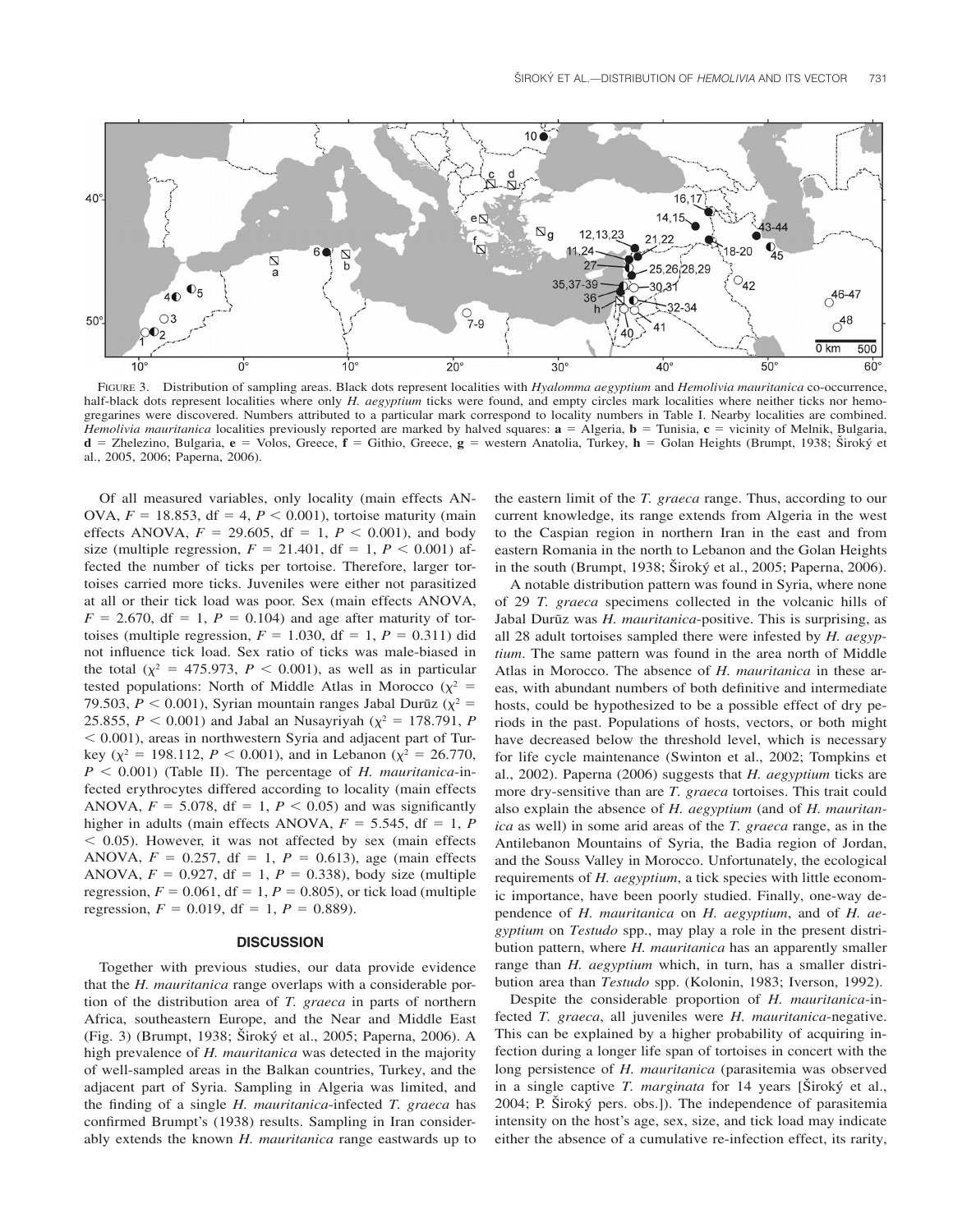FIGURE 3. Distribution of sampling areas. Black dots represent localities with *Hyalomma aegyptium* and *Hemolivia mauritanica* co-occurrence, half-black dots represent localities where only *H. aegyptium* ticks were found, and empty circles mark localities where neither ticks nor hemogregarines were discovered. Numbers attributed to a particular mark correspond to locality numbers in Table I. Nearby localities are combined. *Hemolivia mauritanica* localities previously reported are marked by halved squares: **a** = Algeria, **b** = Tunisia, **c** = vicinity of Melnik, Bulgaria, **d** = Zhelezino, Bulgaria, **e** = Volos, Greece, **f** = Githio, Greece, **g** = western Anatolia, Turkey, **h** = Golan Heights (Brumpt, 1938; Široký et al., 2005, 2006; Paperna, 2006).

Of all measured variables, only locality (main effects ANOVA, $F = 18.853$, df = 4, $P < 0.001$), tortoise maturity (main effects ANOVA, $F = 29.605$, df = 1, $P < 0.001$), and body size (multiple regression, $F = 21.401$, df = 1, $P < 0.001$) affected the number of ticks per tortoise. Therefore, larger tortoises carried more ticks. Juveniles were either not parasitized at all or their tick load was poor. Sex (main effects ANOVA, $F = 2.670$, df = 1, $P = 0.104$) and age after maturity of tortoises (multiple regression, $F = 1.030$, df = 1, $P = 0.311$) did not influence tick load. Sex ratio of ticks was male-biased in the total ($\chi^2 = 475.973$, $P < 0.001$), as well as in particular tested populations: North of Middle Atlas in Morocco ($\chi^2 = 79.503$, $P < 0.001$), Syrian mountain ranges Jabal Durūz ($\chi^2 = 25.855$, $P < 0.001$) and Jabal an Nusayriyah ($\chi^2 = 178.791$, $P < 0.001$), areas in northwestern Syria and adjacent part of Turkey ($\chi^2 = 198.112$, $P < 0.001$), and in Lebanon ($\chi^2 = 26.770$, $P < 0.001$) (Table II). The percentage of *H. mauritanica*-infected erythrocytes differed according to locality (main effects ANOVA, $F = 5.078$, df = 1, $P < 0.05$) and was significantly higher in adults (main effects ANOVA, $F = 5.545$, df = 1, $P < 0.05$). However, it was not affected by sex (main effects ANOVA, $F = 0.257$, df = 1, $P = 0.613$), age (main effects ANOVA, $F = 0.927$, df = 1, $P = 0.338$), body size (multiple regression, $F = 0.061$, df = 1, $P = 0.805$), or tick load (multiple regression, $F = 0.019$, df = 1, $P = 0.889$).

## DISCUSSION

Together with previous studies, our data provide evidence that the *H. mauritanica* range overlaps with a considerable portion of the distribution area of *T. graeca* in parts of northern Africa, southeastern Europe, and the Near and Middle East (Fig. 3) (Brumpt, 1938; Široký et al., 2005; Paperna, 2006). A high prevalence of *H. mauritanica* was detected in the majority of well-sampled areas in the Balkan countries, Turkey, and the adjacent part of Syria. Sampling in Algeria was limited, and the finding of a single *H. mauritanica*-infected *T. graeca* has confirmed Brumpt's (1938) results. Sampling in Iran considerably extends the known *H. mauritanica* range eastwards up to the eastern limit of the *T. graeca* range. Thus, according to our current knowledge, its range extends from Algeria in the west to the Caspian region in northern Iran in the east and from eastern Romania in the north to Lebanon and the Golan Heights in the south (Brumpt, 1938; Široký et al., 2005; Paperna, 2006).

A notable distribution pattern was found in Syria, where none of 29 *T. graeca* specimens collected in the volcanic hills of Jabal Durūz was *H. mauritanica*-positive. This is surprising, as all 28 adult tortoises sampled there were infested by *H. aegyptium*. The same pattern was found in the area north of Middle Atlas in Morocco. The absence of *H. mauritanica* in these areas, with abundant numbers of both definitive and intermediate hosts, could be hypothesized to be a possible effect of dry periods in the past. Populations of hosts, vectors, or both might have decreased below the threshold level, which is necessary for life cycle maintenance (Swinton et al., 2002; Tompkins et al., 2002). Paperna (2006) suggests that *H. aegyptium* ticks are more dry-sensitive than are *T. graeca* tortoises. This trait could also explain the absence of *H. aegyptium* (and of *H. mauritanica* as well) in some arid areas of the *T. graeca* range, as in the Antilebanon Mountains of Syria, the Badia region of Jordan, and the Souss Valley in Morocco. Unfortunately, the ecological requirements of *H. aegyptium*, a tick species with little economic importance, have been poorly studied. Finally, one-way dependence of *H. mauritanica* on *H. aegyptium*, and of *H. aegyptium* on *Testudo* spp., may play a role in the present distribution pattern, where *H. mauritanica* has an apparently smaller range than *H. aegyptium* which, in turn, has a smaller distribution area than *Testudo* spp. (Kolonin, 1983; Iverson, 1992).

Despite the considerable proportion of *H. mauritanica*-infected *T. graeca*, all juveniles were *H. mauritanica*-negative. This can be explained by a higher probability of acquiring infection during a longer life span of tortoises in concert with the long persistence of *H. mauritanica* (parasitemia was observed in a single captive *T. marginata* for 14 years [Široký et al., 2004; P. Široký pers. obs.]). The independence of parasitemia intensity on the host's age, sex, size, and tick load may indicate either the absence of a cumulative re-infection effect, its rarity,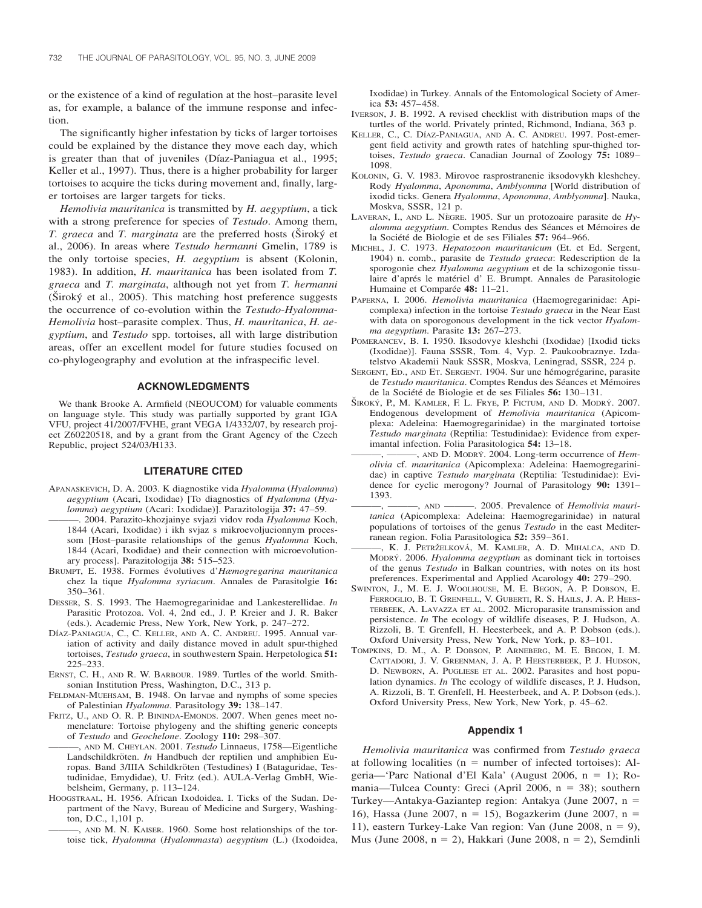or the existence of a kind of regulation at the host–parasite level as, for example, a balance of the immune response and infection.

The significantly higher infestation by ticks of larger tortoises could be explained by the distance they move each day, which is greater than that of juveniles (Díaz-Paniagua et al., 1995; Keller et al., 1997). Thus, there is a higher probability for larger tortoises to acquire the ticks during movement and, finally, larger tortoises are larger targets for ticks.

*Hemolivia mauritanica* is transmitted by *H. aegyptium*, a tick with a strong preference for species of *Testudo*. Among them, *T. graeca* and *T. marginata* are the preferred hosts (Široký et al., 2006). In areas where *Testudo hermanni* Gmelin, 1789 is the only tortoise species, *H. aegyptium* is absent (Kolonin, 1983). In addition, *H. mauritanica* has been isolated from *T. graeca* and *T. marginata*, although not yet from *T. hermanni* (Široký et al., 2005). This matching host preference suggests the occurrence of co-evolution within the *Testudo-Hyalomma-Hemolivia* host–parasite complex. Thus, *H. mauritanica*, *H. aegyptium*, and *Testudo* spp. tortoises, all with large distribution areas, offer an excellent model for future studies focused on co-phylogeography and evolution at the infraspecific level.

## ACKNOWLEDGMENTS

We thank Brooke A. Armfield (NEOUCOM) for valuable comments on language style. This study was partially supported by grant IGA VFU, project 41/2007/FVHE, grant VEGA 1/4332/07, by research project Z60220518, and by a grant from the Grant Agency of the Czech Republic, project 524/03/H133.

## LITERATURE CITED

APANASKEVICH, D. A. 2003. K diagnostike vida *Hyalomma* (*Hyalomma*) *aegyptium* (Acari, Ixodidae) [To diagnostics of *Hyalomma* (*Hyalomma*) *aegyptium* (Acari: Ixodidae)]. Parazitologija **37:** 47–59.

———. 2004. Parazito-khozjainye svjazi vidov roda *Hyalomma* Koch, 1844 (Acari, Ixodidae) i ikh svjaz s mikroevoljucionnym processom [Host–parasite relationships of the genus *Hyalomma* Koch, 1844 (Acari, Ixodidae) and their connection with microevolutionary process]. Parazitologija **38:** 515–523.

BRUMPT, E. 1938. Formes évolutives d'*Hæmogregarina mauritanica* chez la tique *Hyalomma syriacum*. Annales de Parasitolgie **16:** 350–361.

DESSER, S. S. 1993. The Haemogregarinidae and Lankesterellidae. *In* Parasitic Protozoa. Vol. 4, 2nd ed., J. P. Kreier and J. R. Baker (eds.). Academic Press, New York, New York, p. 247–272.

DÍAZ-PANIAGUA, C., C. KELLER, AND A. C. ANDREU. 1995. Annual variation of activity and daily distance moved in adult spur-thighed tortoises, *Testudo graeca*, in southwestern Spain. Herpetologica **51:** 225–233.

ERNST, C. H., AND R. W. BARBOUR. 1989. Turtles of the world. Smithsonian Institution Press, Washington, D.C., 313 p.

FELDMAN-MUEHSAM, B. 1948. On larvae and nymphs of some species of Palestinian *Hyalomma*. Parasitology **39:** 138–147.

FRITZ, U., AND O. R. P. BININDA-EMONDS. 2007. When genes meet nomenclature: Tortoise phylogeny and the shifting generic concepts of *Testudo* and *Geochelone*. Zoology **110:** 298–307.

———, AND M. CHEYLAN. 2001. *Testudo* Linnaeus, 1758—Eigentliche Landschildkröten. *In* Handbuch der reptilien und amphibien Europas. Band 3/IIIA Schildkröten (Testudines) I (Bataguridae, Testudinidae, Emydidae), U. Fritz (ed.). AULA-Verlag GmbH, Wiebelsheim, Germany, p. 113–124.

HOOGSTRAAL, H. 1956. African Ixodoidea. I. Ticks of the Sudan. Department of the Navy, Bureau of Medicine and Surgery, Washington, D.C., 1,101 p.

———, AND M. N. KAISER. 1960. Some host relationships of the tortoise tick, *Hyalomma* (*Hyalommasta*) *aegyptium* (L.) (Ixodoidea, Ixodidae) in Turkey. Annals of the Entomological Society of America **53:** 457–458.

IVERSON, J. B. 1992. A revised checklist with distribution maps of the turtles of the world. Privately printed, Richmond, Indiana, 363 p.

KELLER, C., C. DÍAZ-PANIAGUA, AND A. C. ANDREU. 1997. Post-emergent field activity and growth rates of hatchling spur-thighed tortoises, *Testudo graeca*. Canadian Journal of Zoology **75:** 1089–1098.

KOLONIN, G. V. 1983. Mirovoe rasprostranenie iksodovykh kleshchey. Rody *Hyalomma*, *Aponomma*, *Amblyomma* [World distribution of ixodid ticks. Genera *Hyalomma*, *Aponomma*, *Amblyomma*]. Nauka, Moskva, SSSR, 121 p.

LAVERAN, I., AND L. NÈGRE. 1905. Sur un protozoaire parasite de *Hyalomma aegyptium*. Comptes Rendus des Séances et Mémoires de la Société de Biologie et de ses Filiales **57:** 964–966.

MICHEL, J. C. 1973. *Hepatozoon mauritanicum* (Et. et Ed. Sergent, 1904) n. comb., parasite de *Testudo graeca*: Redescription de la sporogonie chez *Hyalomma aegyptium* et de la schizogonie tissulaire d'aprés le matériel d' E. Brumpt. Annales de Parasitologie Humaine et Comparée **48:** 11–21.

PAPERNA, I. 2006. *Hemolivia mauritanica* (Haemogregarinidae: Apicomplexa) infection in the tortoise *Testudo graeca* in the Near East with data on sporogonous development in the tick vector *Hyalomma aegyptium*. Parasite **13:** 267–273.

POMERANCEV, B. I. 1950. Iksodovye kleshchi (Ixodidae) [Ixodid ticks (Ixodidae)]. Fauna SSSR, Tom. 4, Vyp. 2. Paukoobraznye. Izdatelstvo Akademii Nauk SSSR, Moskva, Leningrad, SSSR, 224 p.

SERGENT, ED., AND ET. SERGENT. 1904. Sur une hémogrégarine, parasite de *Testudo mauritanica*. Comptes Rendus des Séances et Mémoires de la Société de Biologie et de ses Filiales **56:** 130–131.

ŠIROKÝ, P., M. KAMLER, F. L. FRYE, P. FICTUM, AND D. MODRÝ. 2007. Endogenous development of *Hemolivia mauritanica* (Apicomplexa: Adeleina: Haemogregarinidae) in the marginated tortoise *Testudo marginata* (Reptilia: Testudinidae): Evidence from experimantal infection. Folia Parasitologica **54:** 13–18.

———, ———, AND D. MODRÝ. 2004. Long-term occurrence of *Hemolivia* cf. *mauritanica* (Apicomplexa: Adeleina: Haemogregarinidae) in captive *Testudo marginata* (Reptilia: Testudinidae): Evidence for cyclic merogony? Journal of Parasitology **90:** 1391–1393.

———, ———, AND ———. 2005. Prevalence of *Hemolivia mauritanica* (Apicomplexa: Adeleina: Haemogregarinidae) in natural populations of tortoises of the genus *Testudo* in the east Mediterranean region. Folia Parasitologica **52:** 359–361.

———, K. J. PETRŽELKOVÁ, M. KAMLER, A. D. MIHALCA, AND D. MODRÝ. 2006. *Hyalomma aegyptium* as dominant tick in tortoises of the genus *Testudo* in Balkan countries, with notes on its host preferences. Experimental and Applied Acarology **40:** 279–290.

SWINTON, J., M. E. J. WOOLHOUSE, M. E. BEGON, A. P. DOBSON, E. FERROGLIO, B. T. GRENFELL, V. GUBERTI, R. S. HAILS, J. A. P. HEESTERBEEK, A. LAVAZZA ET AL. 2002. Microparasite transmission and persistence. *In* The ecology of wildlife diseases, P. J. Hudson, A. Rizzoli, B. T. Grenfell, H. Heesterbeek, and A. P. Dobson (eds.). Oxford University Press, New York, New York, p. 83–101.

TOMPKINS, D. M., A. P. DOBSON, P. ARNEBERG, M. E. BEGON, I. M. CATTADORI, J. V. GREENMAN, J. A. P. HEESTERBEEK, P. J. HUDSON, D. NEWBORN, A. PUGLIESE ET AL. 2002. Parasites and host population dynamics. *In* The ecology of wildlife diseases, P. J. Hudson, A. Rizzoli, B. T. Grenfell, H. Heesterbeek, and A. P. Dobson (eds.). Oxford University Press, New York, New York, p. 45–62.

## Appendix 1

*Hemolivia mauritanica* was confirmed from *Testudo graeca* at following localities (n = number of infected tortoises): Algeria—'Parc National d'El Kala' (August 2006, n = 1); Romania—Tulcea County: Greci (April 2006, n = 38); southern Turkey—Antakya-Gaziantep region: Antakya (June 2007, n = 16), Hassa (June 2007, n = 15), Bogazkerim (June 2007, n = 11), eastern Turkey-Lake Van region: Van (June 2008, n = 9), Mus (June 2008, n = 2), Hakkari (June 2008, n = 2), Semdinli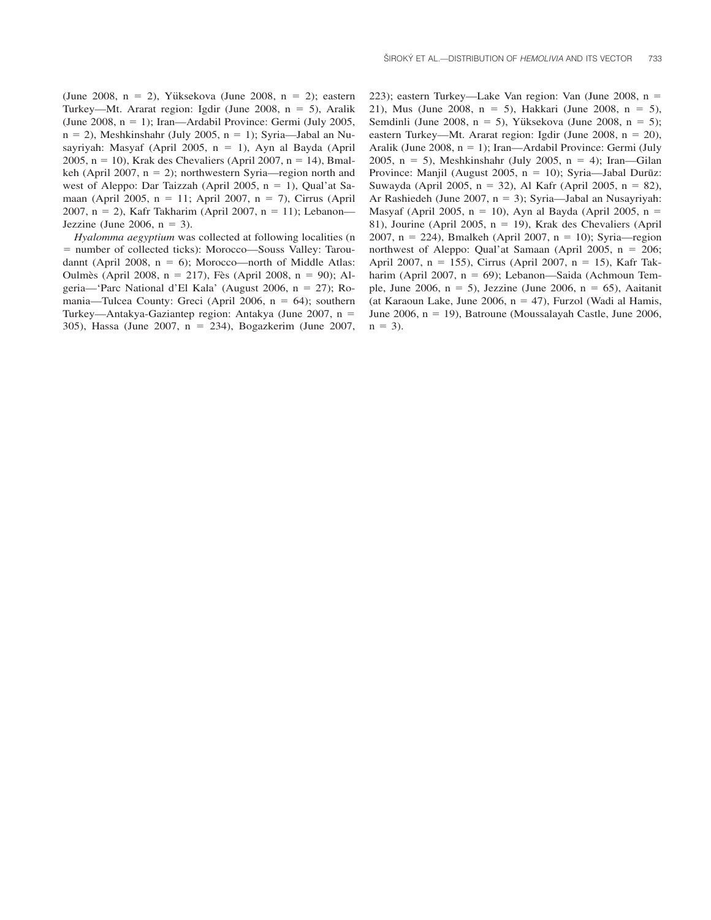(June 2008, n = 2), Yüksekova (June 2008, n = 2); eastern Turkey—Mt. Ararat region: Igdir (June 2008, n = 5), Aralik (June 2008, n = 1); Iran—Ardabil Province: Germi (July 2005, n = 2), Meshkinshahr (July 2005, n = 1); Syria—Jabal an Nusayriyah: Masyaf (April 2005, n = 1), Ayn al Bayda (April 2005, n = 10), Krak des Chevaliers (April 2007, n = 14), Bmalkeh (April 2007, n = 2); northwestern Syria—region north and west of Aleppo: Dar Taizzah (April 2005, n = 1), Qual'at Samaan (April 2005, n = 11; April 2007, n = 7), Cirrus (April 2007, n = 2), Kafr Takharim (April 2007, n = 11); Lebanon—Jezzine (June 2006, n = 3).

*Hyalomma aegyptium* was collected at following localities (n = number of collected ticks): Morocco—Souss Valley: Taroudannt (April 2008, n = 6); Morocco—north of Middle Atlas: Oulmès (April 2008, n = 217), Fès (April 2008, n = 90); Algeria—'Parc National d'El Kala' (August 2006, n = 27); Romania—Tulcea County: Greci (April 2006, n = 64); southern Turkey—Antakya-Gaziantep region: Antakya (June 2007, n = 305), Hassa (June 2007, n = 234), Bogazkerim (June 2007, n = 223); eastern Turkey—Lake Van region: Van (June 2008, n = 21), Mus (June 2008, n = 5), Hakkari (June 2008, n = 5), Semdinli (June 2008, n = 5), Yüksekova (June 2008, n = 5); eastern Turkey—Mt. Ararat region: Igdir (June 2008, n = 20), Aralik (June 2008, n = 1); Iran—Ardabil Province: Germi (July 2005, n = 5), Meshkinshahr (July 2005, n = 4); Iran—Gilan Province: Manjil (August 2005, n = 10); Syria—Jabal Durūz: Suwayda (April 2005, n = 32), Al Kafr (April 2005, n = 82), Ar Rashiedeh (June 2007, n = 3); Syria—Jabal an Nusayriyah: Masyaf (April 2005, n = 10), Ayn al Bayda (April 2005, n = 81), Jourine (April 2005, n = 19), Krak des Chevaliers (April 2007, n = 224), Bmalkeh (April 2007, n = 10); Syria—region northwest of Aleppo: Qual'at Samaan (April 2005, n = 206; April 2007, n = 155), Cirrus (April 2007, n = 15), Kafr Takharim (April 2007, n = 69); Lebanon—Saida (Achmoun Temple, June 2006, n = 5), Jezzine (June 2006, n = 65), Aaitanit (at Karaoun Lake, June 2006, n = 47), Furzol (Wadi al Hamis, June 2006, n = 19), Batroune (Moussalayah Castle, June 2006, n = 3).